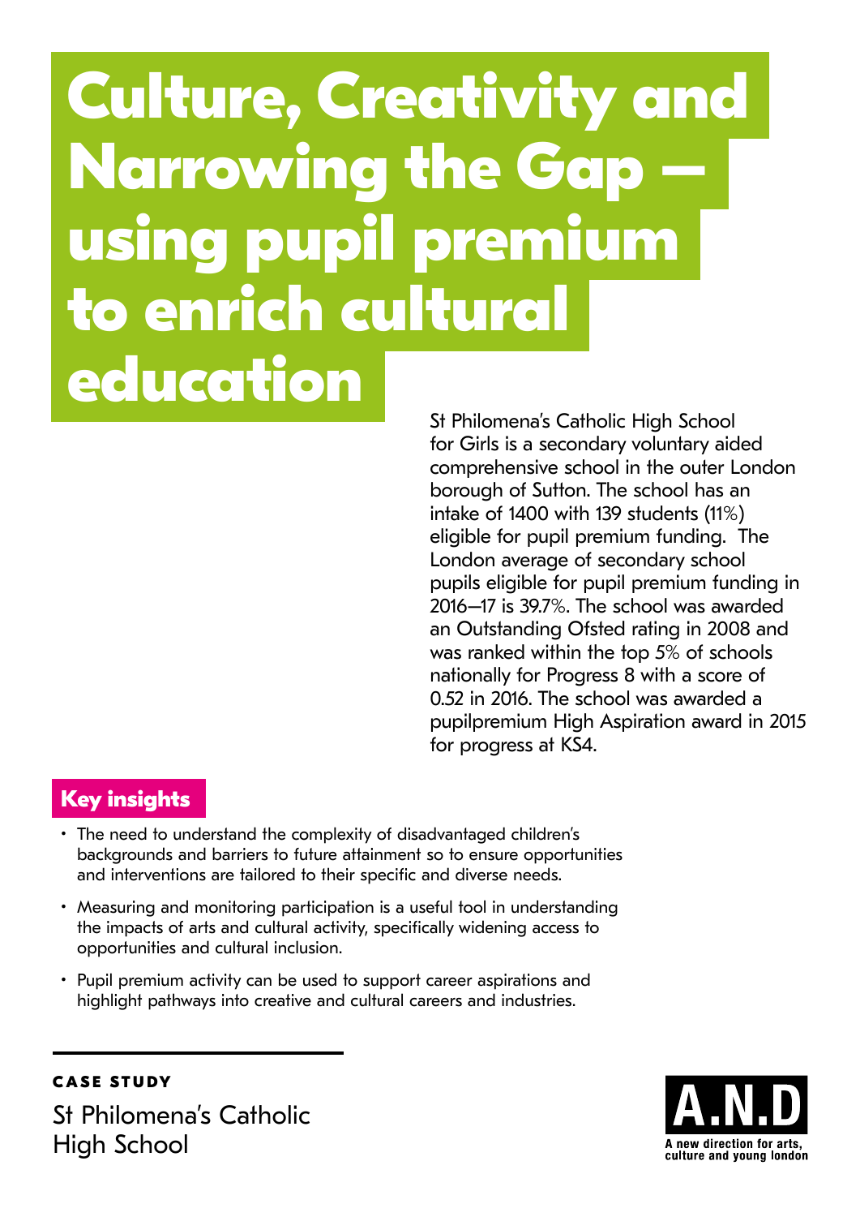# Culture, Creativity and Narrowing the Gap – using pupil premium to enrich cultural education

St Philomena's Catholic High School for Girls is a secondary voluntary aided comprehensive school in the outer London borough of Sutton. The school has an intake of 1400 with 139 students (11%) eligible for pupil premium funding. The London average of secondary school pupils eligible for pupil premium funding in 2016–17 is 39.7%. The school was awarded an Outstanding Ofsted rating in 2008 and was ranked within the top 5% of schools nationally for Progress 8 with a score of 0.52 in 2016. The school was awarded a pupilpremium High Aspiration award in 2015 for progress at KS4.

## Key insights

- The need to understand the complexity of disadvantaged children's backgrounds and barriers to future attainment so to ensure opportunities and interventions are tailored to their specific and diverse needs.
- Measuring and monitoring participation is a useful tool in understanding the impacts of arts and cultural activity, specifically widening access to opportunities and cultural inclusion.
- Pupil premium activity can be used to support career aspirations and highlight pathways into creative and cultural careers and industries.

**CASE STUDY**

St Philomena's Catholic High School

A.N.D

A new direction for arts, culture and young london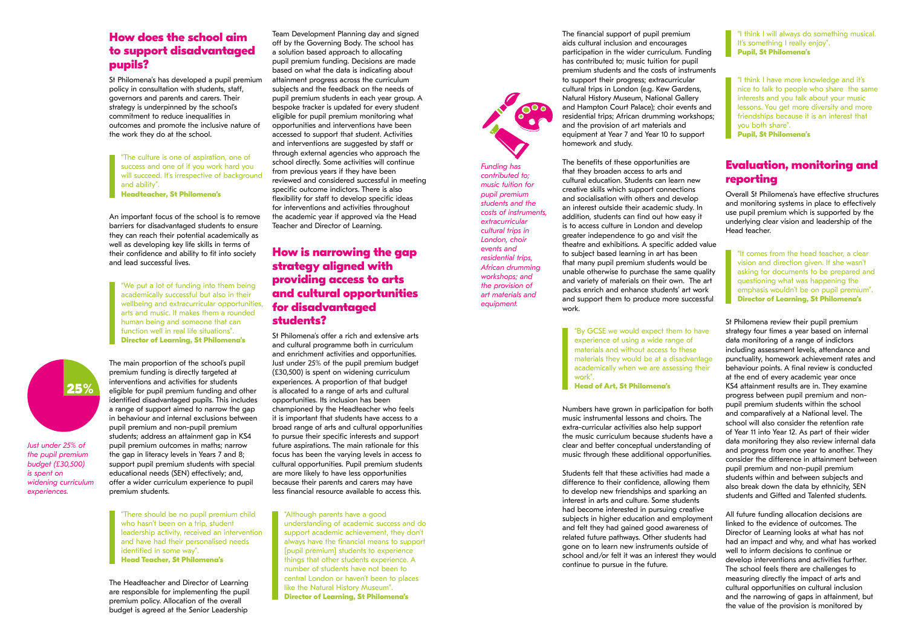## How does the school aim to support disadvantaged pupils?

St Philomena's has developed a pupil premium policy in consultation with students, staff, governors and parents and carers. Their strategy is underpinned by the school's commitment to reduce inequalities in outcomes and promote the inclusive nature of the work they do at the school.

> "The culture is one of aspiration, one of success and one of if you work hard you will succeed. It's irrespective of background and ability".
> **Headteacher, St Philomena's**

An important focus of the school is to remove barriers for disadvantaged students to ensure they can reach their potential academically as well as developing key life skills in terms of their confidence and ability to fit into society and lead successful lives.

> "We put a lot of funding into them being academically successful but also in their wellbeing and extracurricular opportunities, arts and music. It makes them a rounded human being and someone that can function well in real life situations".
> **Director of Learning, St Philomena's**

25%

*Just under 25% of the pupil premium budget (£30,500) is spent on widening curriculum experiences.*

The main proportion of the school's pupil premium funding is directly targeted at interventions and activities for students eligible for pupil premium funding and other identified disadvantaged pupils. This includes a range of support aimed to narrow the gap in behaviour and internal exclusions between pupil premium and non-pupil premium students; address an attainment gap in KS4 pupil premium outcomes in maths; narrow the gap in literacy levels in Years 7 and 8; support pupil premium students with special educational needs (SEN) effectively; and, offer a wider curriculum experience to pupil premium students.

> "There should be no pupil premium child who hasn't been on a trip, student leadership activity, received an intervention and have had their personalised needs identified in some way".
> **Head Teacher, St Philomena's**

The Headteacher and Director of Learning are responsible for implementing the pupil premium policy. Allocation of the overall budget is agreed at the Senior Leadership Team Development Planning day and signed off by the Governing Body. The school has a solution based approach to allocating pupil premium funding. Decisions are made based on what the data is indicating about attainment progress across the curriculum subjects and the feedback on the needs of pupil premium students in each year group. A bespoke tracker is updated for every student eligible for pupil premium monitoring what opportunities and interventions have been accessed to support that student. Activities and interventions are suggested by staff or through external agencies who approach the school directly. Some activities will continue from previous years if they have been reviewed and considered successful in meeting specific outcome indictors. There is also flexibility for staff to develop specific ideas for interventions and activities throughout the academic year if approved via the Head Teacher and Director of Learning.

## How is narrowing the gap strategy aligned with providing access to arts and cultural opportunities for disadvantaged students?

St Philomena's offer a rich and extensive arts and cultural programme both in curriculum and enrichment activities and opportunities. Just under 25% of the pupil premium budget (£30,500) is spent on widening curriculum experiences. A proportion of that budget is allocated to a range of arts and cultural opportunities. Its inclusion has been championed by the Headteacher who feels it is important that students have access to a broad range of arts and cultural opportunities to pursue their specific interests and support future aspirations. The main rationale for this focus has been the varying levels in access to cultural opportunities. Pupil premium students are more likely to have less opportunities because their parents and carers may have less financial resource available to access this.

> "Although parents have a good understanding of academic success and do support academic achievement, they don't always have the financial means to support [pupil premium] students to experience things that other students experience. A number of students have not been to central London or haven't been to places like the Natural History Museum".
> **Director of Learning, St Philomena's**

*Funding has contributed to; music tuition for pupil premium students and the costs of instruments, extracurricular cultural trips in London, choir events and residential trips, African drumming workshops; and the provision of art materials and equipment.*

The financial support of pupil premium aids cultural inclusion and encourages participation in the wider curriculum. Funding has contributed to; music tuition for pupil premium students and the costs of instruments to support their progress; extracurricular cultural trips in London (e.g. Kew Gardens, Natural History Museum, National Gallery and Hampton Court Palace); choir events and residential trips; African drumming workshops; and the provision of art materials and equipment at Year 7 and Year 10 to support homework and study.

The benefits of these opportunities are that they broaden access to arts and cultural education. Students can learn new creative skills which support connections and socialisation with others and develop an interest outside their academic study. In addition, students can find out how easy it is to access culture in London and develop greater independence to go and visit the theatre and exhibitions. A specific added value to subject based learning in art has been that many pupil premium students would be unable otherwise to purchase the same quality and variety of materials on their own. The art packs enrich and enhance students' art work and support them to produce more successful work.

> "By GCSE we would expect them to have experience of using a wide range of materials and without access to these materials they would be at a disadvantage academically when we are assessing their work".
> **Head of Art, St Philomena's**

Numbers have grown in participation for both music instrumental lessons and choirs. The extra-curricular activities also help support the music curriculum because students have a clear and better conceptual understanding of music through these additional opportunities.

Students felt that these activities had made a difference to their confidence, allowing them to develop new friendships and sparking an interest in arts and culture. Some students had become interested in pursuing creative subjects in higher education and employment and felt they had gained good awareness of related future pathways. Other students had gone on to learn new instruments outside of school and/or felt it was an interest they would continue to pursue in the future.

> "I think I will always do something musical. It's something I really enjoy".
> **Pupil, St Philomena's**

> "I think I have more knowledge and it's nice to talk to people who share the same interests and you talk about your music lessons. You get more diversity and more friendships because it is an interest that you both share".
> **Pupil, St Philomena's**

## Evaluation, monitoring and reporting

Overall St Philomena's have effective structures and monitoring systems in place to effectively use pupil premium which is supported by the underlying clear vision and leadership of the Head teacher.

> "It comes from the head teacher, a clear vision and direction given. If she wasn't asking for documents to be prepared and questioning what was happening the emphasis wouldn't be on pupil premium".
> **Director of Learning, St Philomena's**

St Philomena review their pupil premium strategy four times a year based on internal data monitoring of a range of indictors including assessment levels, attendance and punctuality, homework achievement rates and behaviour points. A final review is conducted at the end of every academic year once KS4 attainment results are in. They examine progress between pupil premium and non-pupil premium students within the school and comparatively at a National level. The school will also consider the retention rate of Year 11 into Year 12. As part of their wider data monitoring they also review internal data and progress from one year to another. They consider the difference in attainment between pupil premium and non-pupil premium students within and between subjects and also break down the data by ethnicity, SEN students and Gifted and Talented students.

All future funding allocation decisions are linked to the evidence of outcomes. The Director of Learning looks at what has not had an impact and why, and what has worked well to inform decisions to continue or develop interventions and activities further. The school feels there are challenges to measuring directly the impact of arts and cultural opportunities on cultural inclusion and the narrowing of gaps in attainment, but the value of the provision is monitored by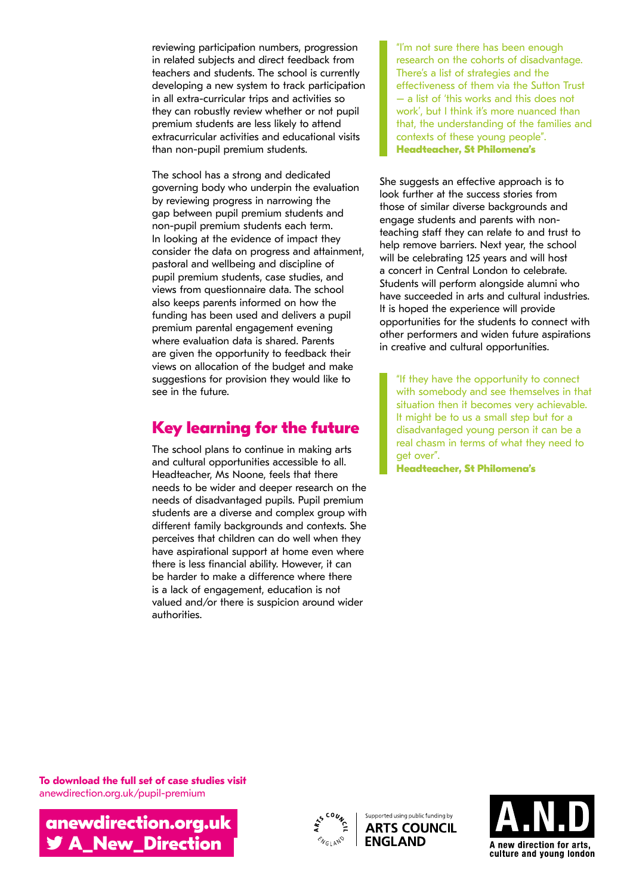reviewing participation numbers, progression in related subjects and direct feedback from teachers and students. The school is currently developing a new system to track participation in all extra-curricular trips and activities so they can robustly review whether or not pupil premium students are less likely to attend extracurricular activities and educational visits than non-pupil premium students.

The school has a strong and dedicated governing body who underpin the evaluation by reviewing progress in narrowing the gap between pupil premium students and non-pupil premium students each term. In looking at the evidence of impact they consider the data on progress and attainment, pastoral and wellbeing and discipline of pupil premium students, case studies, and views from questionnaire data. The school also keeps parents informed on how the funding has been used and delivers a pupil premium parental engagement evening where evaluation data is shared. Parents are given the opportunity to feedback their views on allocation of the budget and make suggestions for provision they would like to see in the future.

## Key learning for the future

The school plans to continue in making arts and cultural opportunities accessible to all. Headteacher, Ms Noone, feels that there needs to be wider and deeper research on the needs of disadvantaged pupils. Pupil premium students are a diverse and complex group with different family backgrounds and contexts. She perceives that children can do well when they have aspirational support at home even where there is less financial ability. However, it can be harder to make a difference where there is a lack of engagement, education is not valued and/or there is suspicion around wider authorities.

> "I'm not sure there has been enough research on the cohorts of disadvantage. There's a list of strategies and the effectiveness of them via the Sutton Trust — a list of 'this works and this does not work', but I think it's more nuanced than that, the understanding of the families and contexts of these young people".
> **Headteacher, St Philomena's**

She suggests an effective approach is to look further at the success stories from those of similar diverse backgrounds and engage students and parents with non-teaching staff they can relate to and trust to help remove barriers. Next year, the school will be celebrating 125 years and will host a concert in Central London to celebrate. Students will perform alongside alumni who have succeeded in arts and cultural industries. It is hoped the experience will provide opportunities for the students to connect with other performers and widen future aspirations in creative and cultural opportunities.

> "If they have the opportunity to connect with somebody and see themselves in that situation then it becomes very achievable. It might be to us a small step but for a disadvantaged young person it can be a real chasm in terms of what they need to get over".
> **Headteacher, St Philomena's**

**To download the full set of case studies visit**
anewdirection.org.uk/pupil-premium

**anewdirection.org.uk**
**A_New_Direction**

Supported using public funding by
ARTS COUNCIL ENGLAND

A.N.D
A new direction for arts, culture and young london